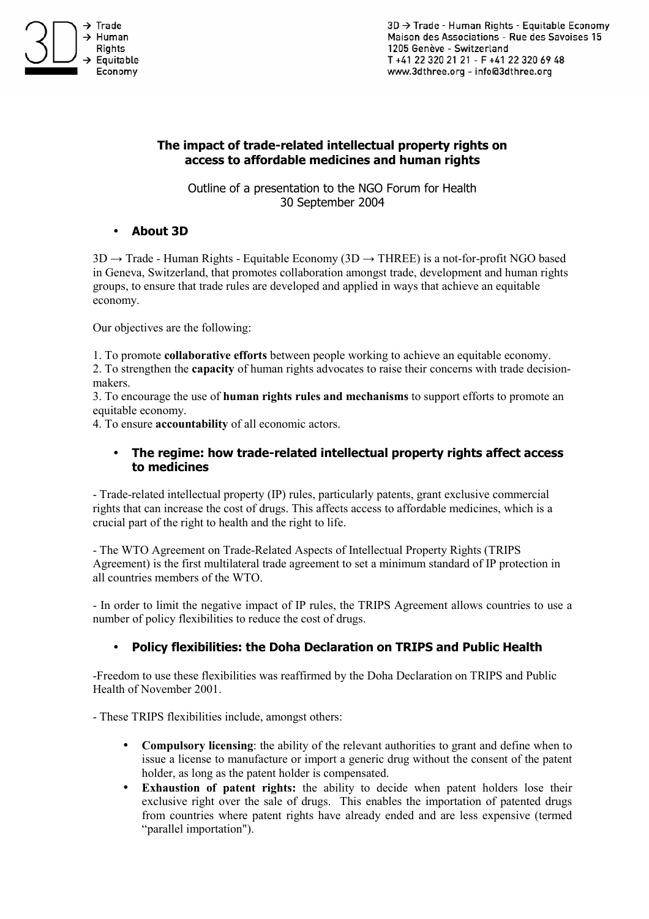3D → Trade - Human Rights - Equitable Economy
Maison des Associations - Rue des Savoises 15
1205 Genève - Switzerland
T +41 22 320 21 21 - F +41 22 320 69 48
www.3dthree.org - info@3dthree.org

# The impact of trade-related intellectual property rights on access to affordable medicines and human rights

Outline of a presentation to the NGO Forum for Health
30 September 2004

## • About 3D

3D → Trade - Human Rights - Equitable Economy (3D → THREE) is a not-for-profit NGO based in Geneva, Switzerland, that promotes collaboration amongst trade, development and human rights groups, to ensure that trade rules are developed and applied in ways that achieve an equitable economy.

Our objectives are the following:

1. To promote **collaborative efforts** between people working to achieve an equitable economy.
2. To strengthen the **capacity** of human rights advocates to raise their concerns with trade decision-makers.
3. To encourage the use of **human rights rules and mechanisms** to support efforts to promote an equitable economy.
4. To ensure **accountability** of all economic actors.

## • The regime: how trade-related intellectual property rights affect access to medicines

- Trade-related intellectual property (IP) rules, particularly patents, grant exclusive commercial rights that can increase the cost of drugs. This affects access to affordable medicines, which is a crucial part of the right to health and the right to life.

- The WTO Agreement on Trade-Related Aspects of Intellectual Property Rights (TRIPS Agreement) is the first multilateral trade agreement to set a minimum standard of IP protection in all countries members of the WTO.

- In order to limit the negative impact of IP rules, the TRIPS Agreement allows countries to use a number of policy flexibilities to reduce the cost of drugs.

## • Policy flexibilities: the Doha Declaration on TRIPS and Public Health

-Freedom to use these flexibilities was reaffirmed by the Doha Declaration on TRIPS and Public Health of November 2001.

- These TRIPS flexibilities include, amongst others:

- **Compulsory licensing**: the ability of the relevant authorities to grant and define when to issue a license to manufacture or import a generic drug without the consent of the patent holder, as long as the patent holder is compensated.
- **Exhaustion of patent rights:** the ability to decide when patent holders lose their exclusive right over the sale of drugs. This enables the importation of patented drugs from countries where patent rights have already ended and are less expensive (termed "parallel importation").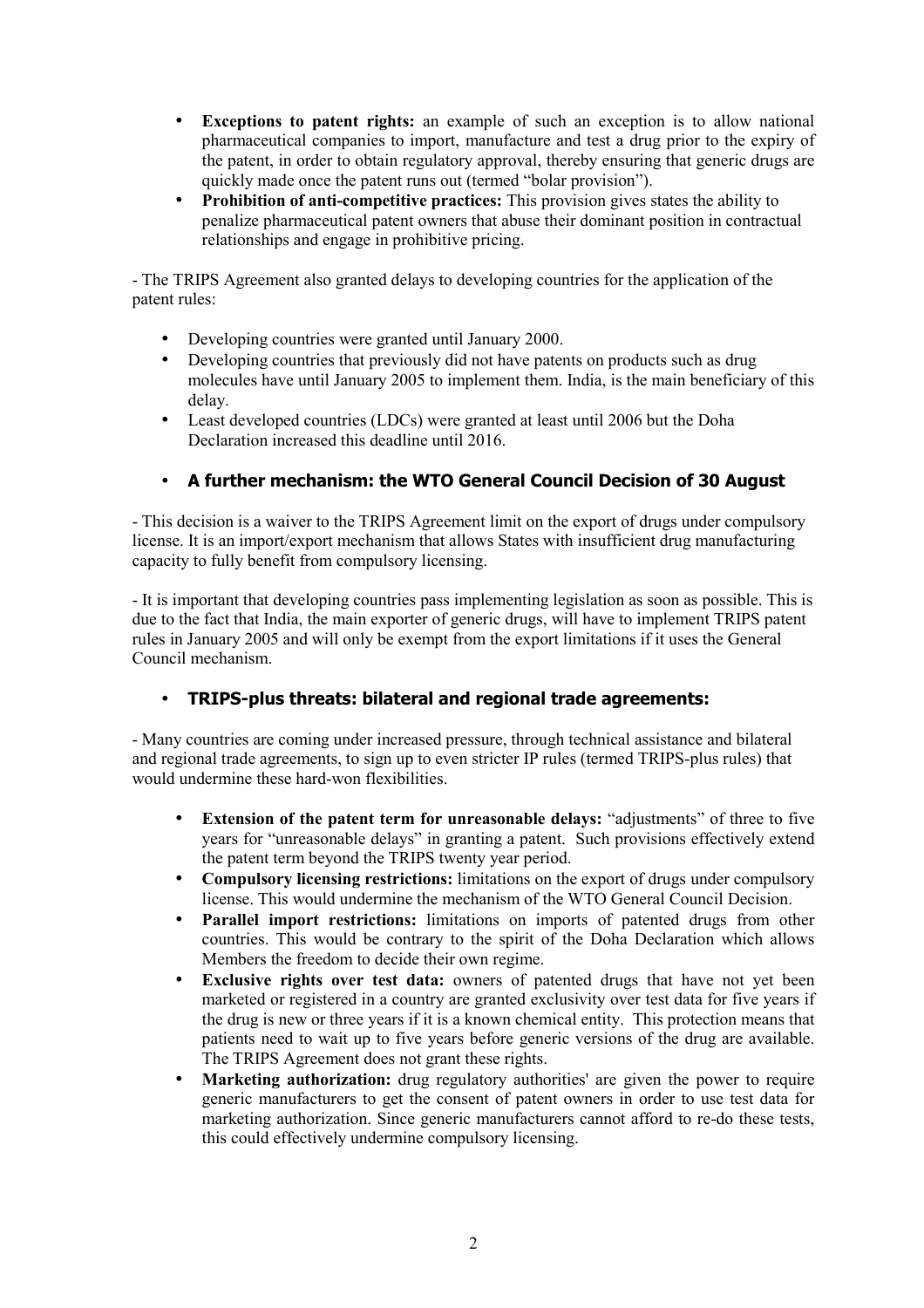- **Exceptions to patent rights:** an example of such an exception is to allow national pharmaceutical companies to import, manufacture and test a drug prior to the expiry of the patent, in order to obtain regulatory approval, thereby ensuring that generic drugs are quickly made once the patent runs out (termed "bolar provision").
- **Prohibition of anti-competitive practices:** This provision gives states the ability to penalize pharmaceutical patent owners that abuse their dominant position in contractual relationships and engage in prohibitive pricing.

- The TRIPS Agreement also granted delays to developing countries for the application of the patent rules:

- Developing countries were granted until January 2000.
- Developing countries that previously did not have patents on products such as drug molecules have until January 2005 to implement them. India, is the main beneficiary of this delay.
- Least developed countries (LDCs) were granted at least until 2006 but the Doha Declaration increased this deadline until 2016.

- **A further mechanism: the WTO General Council Decision of 30 August**

- This decision is a waiver to the TRIPS Agreement limit on the export of drugs under compulsory license. It is an import/export mechanism that allows States with insufficient drug manufacturing capacity to fully benefit from compulsory licensing.

- It is important that developing countries pass implementing legislation as soon as possible. This is due to the fact that India, the main exporter of generic drugs, will have to implement TRIPS patent rules in January 2005 and will only be exempt from the export limitations if it uses the General Council mechanism.

- **TRIPS-plus threats: bilateral and regional trade agreements:**

- Many countries are coming under increased pressure, through technical assistance and bilateral and regional trade agreements, to sign up to even stricter IP rules (termed TRIPS-plus rules) that would undermine these hard-won flexibilities.

- **Extension of the patent term for unreasonable delays:** "adjustments" of three to five years for "unreasonable delays" in granting a patent. Such provisions effectively extend the patent term beyond the TRIPS twenty year period.
- **Compulsory licensing restrictions:** limitations on the export of drugs under compulsory license. This would undermine the mechanism of the WTO General Council Decision.
- **Parallel import restrictions:** limitations on imports of patented drugs from other countries. This would be contrary to the spirit of the Doha Declaration which allows Members the freedom to decide their own regime.
- **Exclusive rights over test data:** owners of patented drugs that have not yet been marketed or registered in a country are granted exclusivity over test data for five years if the drug is new or three years if it is a known chemical entity. This protection means that patients need to wait up to five years before generic versions of the drug are available. The TRIPS Agreement does not grant these rights.
- **Marketing authorization:** drug regulatory authorities' are given the power to require generic manufacturers to get the consent of patent owners in order to use test data for marketing authorization. Since generic manufacturers cannot afford to re-do these tests, this could effectively undermine compulsory licensing.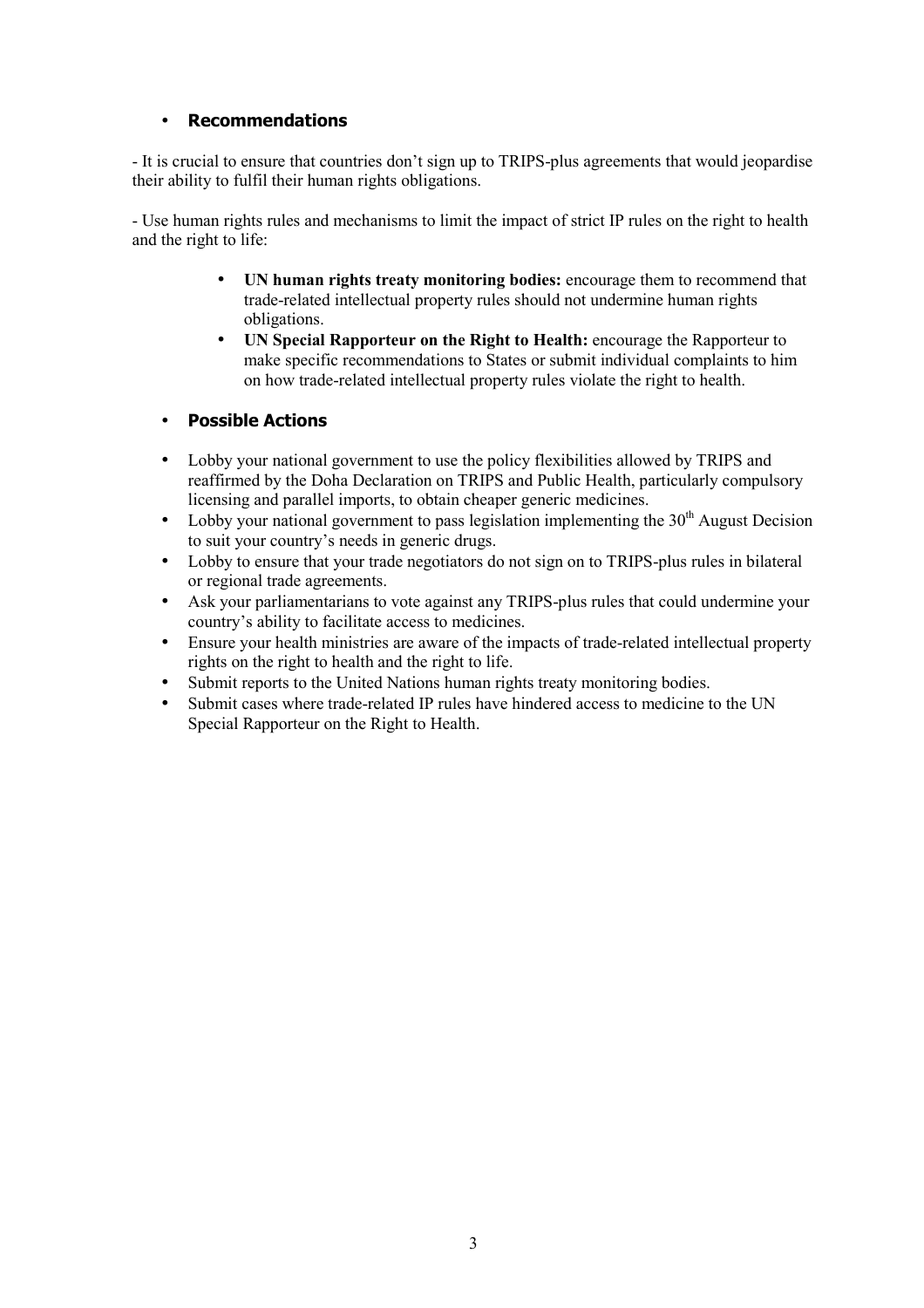- **Recommendations**

- It is crucial to ensure that countries don't sign up to TRIPS-plus agreements that would jeopardise their ability to fulfil their human rights obligations.

- Use human rights rules and mechanisms to limit the impact of strict IP rules on the right to health and the right to life:

  - **UN human rights treaty monitoring bodies:** encourage them to recommend that trade-related intellectual property rules should not undermine human rights obligations.
  - **UN Special Rapporteur on the Right to Health:** encourage the Rapporteur to make specific recommendations to States or submit individual complaints to him on how trade-related intellectual property rules violate the right to health.

- **Possible Actions**

- Lobby your national government to use the policy flexibilities allowed by TRIPS and reaffirmed by the Doha Declaration on TRIPS and Public Health, particularly compulsory licensing and parallel imports, to obtain cheaper generic medicines.
- Lobby your national government to pass legislation implementing the 30th August Decision to suit your country's needs in generic drugs.
- Lobby to ensure that your trade negotiators do not sign on to TRIPS-plus rules in bilateral or regional trade agreements.
- Ask your parliamentarians to vote against any TRIPS-plus rules that could undermine your country's ability to facilitate access to medicines.
- Ensure your health ministries are aware of the impacts of trade-related intellectual property rights on the right to health and the right to life.
- Submit reports to the United Nations human rights treaty monitoring bodies.
- Submit cases where trade-related IP rules have hindered access to medicine to the UN Special Rapporteur on the Right to Health.